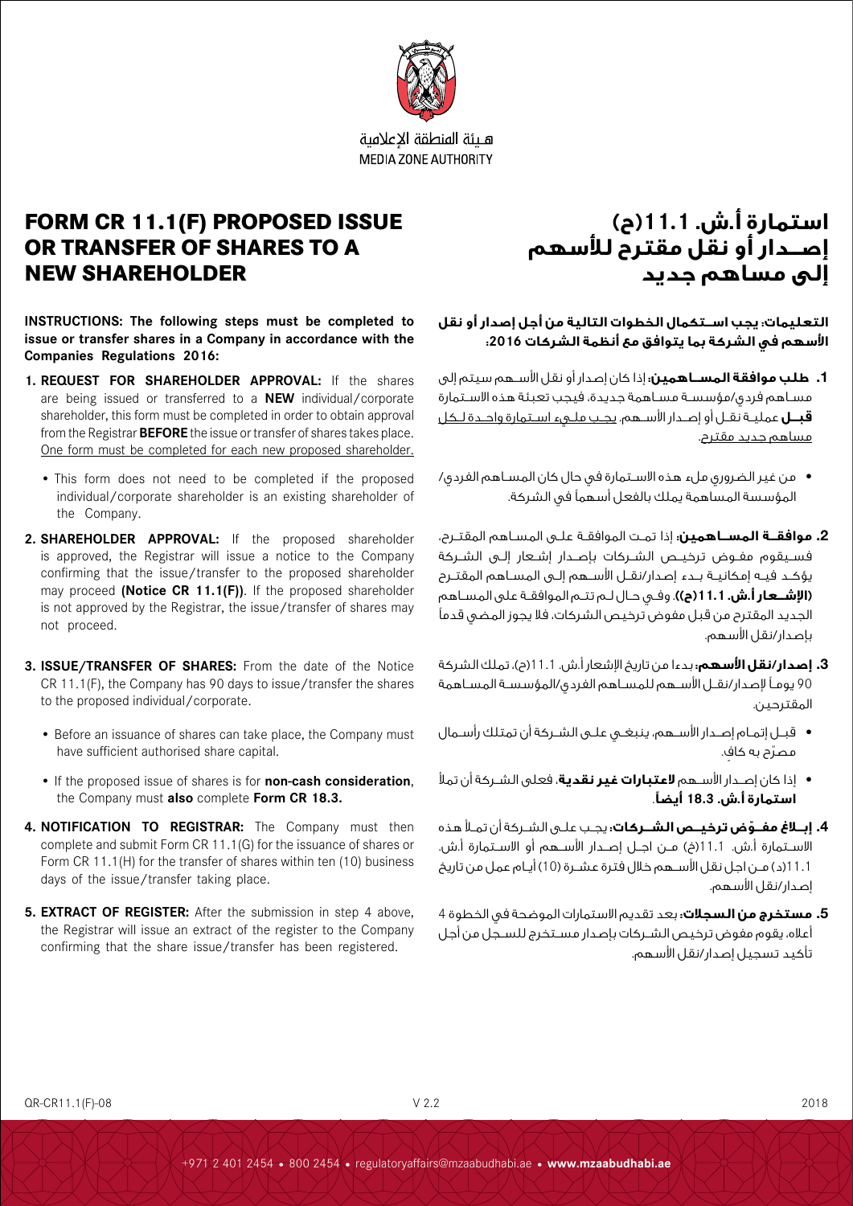هيئة المنطقة الإعلامية
MEDIA ZONE AUTHORITY

# FORM CR 11.1(F) PROPOSED ISSUE OR TRANSFER OF SHARES TO A NEW SHAREHOLDER

**INSTRUCTIONS: The following steps must be completed to issue or transfer shares in a Company in accordance with the Companies Regulations 2016:**

1. **REQUEST FOR SHAREHOLDER APPROVAL:** If the shares are being issued or transferred to a **NEW** individual/corporate shareholder, this form must be completed in order to obtain approval from the Registrar **BEFORE** the issue or transfer of shares takes place. <u>One form must be completed for each new proposed shareholder.</u>
   - This form does not need to be completed if the proposed individual/corporate shareholder is an existing shareholder of the Company.
2. **SHAREHOLDER APPROVAL:** If the proposed shareholder is approved, the Registrar will issue a notice to the Company confirming that the issue/transfer to the proposed shareholder may proceed **(Notice CR 11.1(F))**. If the proposed shareholder is not approved by the Registrar, the issue/transfer of shares may not proceed.
3. **ISSUE/TRANSFER OF SHARES:** From the date of the Notice CR 11.1(F), the Company has 90 days to issue/transfer the shares to the proposed individual/corporate.
   - Before an issuance of shares can take place, the Company must have sufficient authorised share capital.
   - If the proposed issue of shares is for **non-cash consideration**, the Company must **also** complete **Form CR 18.3.**
4. **NOTIFICATION TO REGISTRAR:** The Company must then complete and submit Form CR 11.1(G) for the issuance of shares or Form CR 11.1(H) for the transfer of shares within ten (10) business days of the issue/transfer taking place.
5. **EXTRACT OF REGISTER:** After the submission in step 4 above, the Registrar will issue an extract of the register to the Company confirming that the share issue/transfer has been registered.

# استمارة أ.ش. 11.1(ح) إصــدار أو نقل مقترح للأسهم إلى مساهم جديد

**التعليمات: يجب استكمال الخطوات التالية من أجل إصدار أو نقل الأسهم في الشركة بما يتوافق مع أنظمة الشركات 2016:**

1. **طلب موافقة المساهمين:** إذا كان إصدار أو نقل الأسهم سيتم إلى مساهم فردي/مؤسسة مساهمة جديدة، فيجب تعبئة هذه الاستمارة **قبل** عملية نقل أو إصدار الأسهم. <u>يجب ملء استمارة واحدة لكل مساهم جديد مقترح.</u>
   - من غير الضروري ملء هذه الاستمارة في حال كان المساهم الفردي/المؤسسة المساهمة يملك بالفعل أسهماً في الشركة.
2. **موافقة المساهمين:** إذا تمت الموافقة على المساهم المقترح، فسيقوم مفوض ترخيص الشركات بإصدار إشعار إلى الشركة يؤكد فيه إمكانية بدء إصدار/نقل الأسهم إلى المساهم المقترح **(الإشعار أ.ش. 11.1(ح))**. وفي حال لم تتم الموافقة على المساهم الجديد المقترح من قبل مفوض ترخيص الشركات، فلا يجوز المضي قدماً بإصدار/نقل الأسهم.
3. **إصدار/نقل الأسهم:** بدءا من تاريخ الإشعار أ.ش. 11.1(ح)، تملك الشركة 90 يوماً لإصدار/نقل الأسهم للمساهم الفردي/المؤسسة المساهمة المقترحين.
   - قبل إتمام إصدار الأسهم، ينبغي على الشركة أن تمتلك رأسمال مصرّح به كافٍ.
   - إذا كان إصدار الأسهم **لاعتبارات غير نقدية**، فعلى الشركة أن تملأ **استمارة أ.ش. 18.3 أيضاً**.
4. **إبلاغ مفوّض ترخيص الشركات:** يجب على الشركة أن تملأ هذه الاستمارة أ.ش. 11.1(خ) من اجل إصدار الأسهم أو الاستمارة أ.ش. 11.1(د) من اجل نقل الأسهم خلال فترة عشرة (10) أيام عمل من تاريخ إصدار/نقل الأسهم.
5. **مستخرج من السجلات:** بعد تقديم الاستمارات الموضحة في الخطوة 4 أعلاه، يقوم مفوض ترخيص الشركات بإصدار مستخرج للسجل من أجل تأكيد تسجيل إصدار/نقل الأسهم.

QR-CR11.1(F)-08 V 2.2 2018

+971 2 401 2454 • 800 2454 • regulatoryaffairs@mzaabudhabi.ae • **www.mzaabudhabi.ae**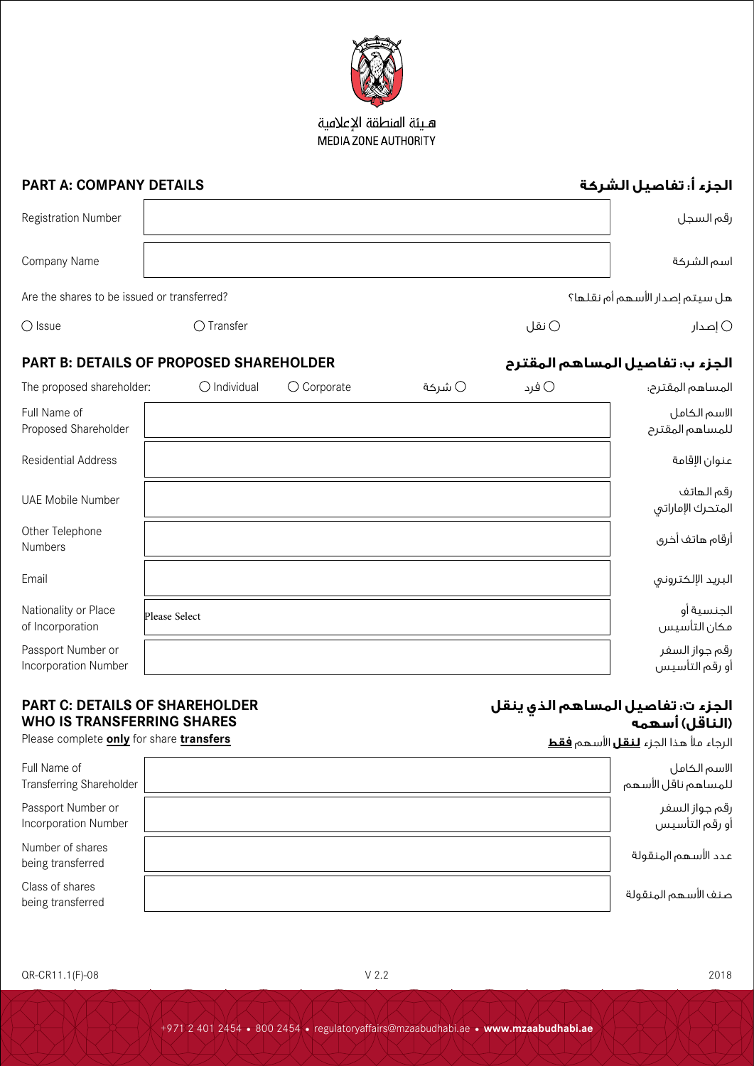هـيئة المنطقة الإعلامية
MEDIA ZONE AUTHORITY

## PART A: COMPANY DETAILS — الجزء أ: تفاصيل الشركة

| | | |
|---|---|---|
| Registration Number | | رقم السجل |
| Company Name | | اسم الشركة |

Are the shares to be issued or transferred? — هل سيتم إصدار الأسهم أم نقلها؟

○ Issue ○ Transfer ○ نقل ○ إصدار

## PART B: DETAILS OF PROPOSED SHAREHOLDER — الجزء ب: تفاصيل المساهم المقترح

The proposed shareholder: ○ Individual ○ Corporate ○ شركة ○ فرد :المساهم المقترح

| | | |
|---|---|---|
| Full Name of Proposed Shareholder | | الاسم الكامل للمساهم المقترح |
| Residential Address | | عنوان الإقامة |
| UAE Mobile Number | | رقم الهاتف المتحرك الإماراتي |
| Other Telephone Numbers | | أرقام هاتف أخرى |
| Email | | البريد الإلكتروني |
| Nationality or Place of Incorporation | Please Select | الجنسية أو مكان التأسيس |
| Passport Number or Incorporation Number | | رقم جواز السفر أو رقم التأسيس |

## PART C: DETAILS OF SHAREHOLDER WHO IS TRANSFERRING SHARES — الجزء ت: تفاصيل المساهم الذي ينقل (الناقل) أسهمه

Please complete **only** for share **transfers**

الرجاء ملأ هذا الجزء **لنقل** الأسهم **فقط**

| | | |
|---|---|---|
| Full Name of Transferring Shareholder | | الاسم الكامل للمساهم ناقل الأسهم |
| Passport Number or Incorporation Number | | رقم جواز السفر أو رقم التأسيس |
| Number of shares being transferred | | عدد الأسهم المنقولة |
| Class of shares being transferred | | صنف الأسهم المنقولة |

QR-CR11.1(F)-08 V 2.2 2018

+971 2 401 2454 • 800 2454 • regulatoryaffairs@mzaabudhabi.ae • **www.mzaabudhabi.ae**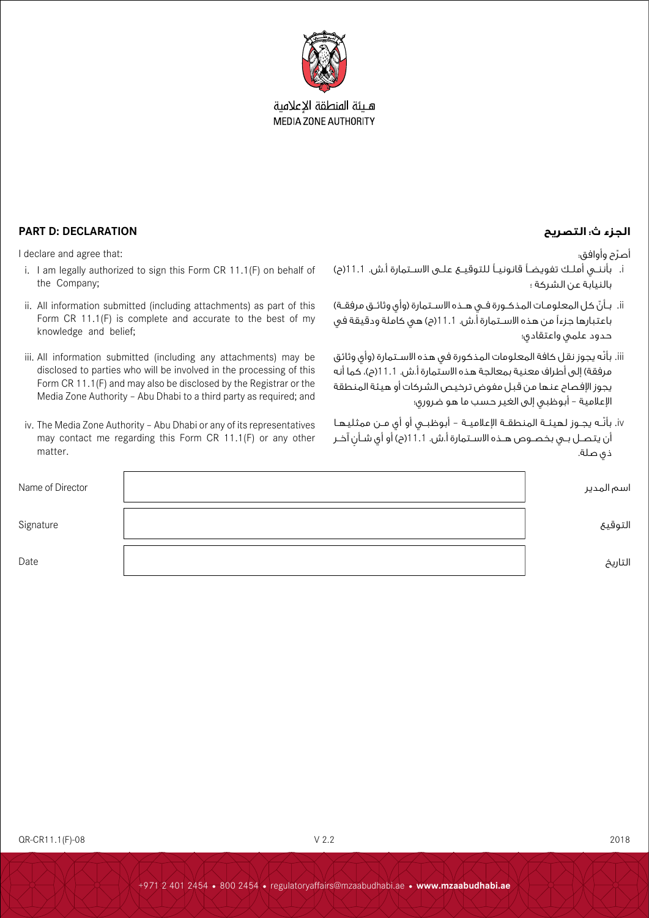هيئة المنطقة الإعلامية
MEDIA ZONE AUTHORITY

## PART D: DECLARATION

I declare and agree that:

i. I am legally authorized to sign this Form CR 11.1(F) on behalf of the Company;

ii. All information submitted (including attachments) as part of this Form CR 11.1(F) is complete and accurate to the best of my knowledge and belief;

iii. All information submitted (including any attachments) may be disclosed to parties who will be involved in the processing of this Form CR 11.1(F) and may also be disclosed by the Registrar or the Media Zone Authority – Abu Dhabi to a third party as required; and

iv. The Media Zone Authority – Abu Dhabi or any of its representatives may contact me regarding this Form CR 11.1(F) or any other matter.

## الجزء ث: التصريح

أصرّح وأوافق:

i. بأنني أملك تفويضاً قانونياً للتوقيع على الاستمارة أ.ش. 11.1(ح) بالنيابة عن الشركة ؛

ii. بأنّ كل المعلومات المذكورة في هذه الاستمارة (وأي وثائق مرفقة) باعتبارها جزءاً من هذه الاستمارة أ.ش. 11.1(ح) هي كاملة ودقيقة في حدود علمي واعتقادي؛

iii. بأنّه يجوز نقل كافة المعلومات المذكورة في هذه الاستمارة (وأي وثائق مرفقة) إلى أطراف معنية بمعالجة هذه الاستمارة أ.ش. 11.1(ح). كما أنه يجوز الإفصاح عنها من قبل مفوض ترخيص الشركات أو هيئة المنطقة الإعلامية – أبوظبي إلى الغير حسب ما هو ضروري؛

iv. بأنّه يجوز لهيئة المنطقة الإعلامية – أبوظبي أو أي من ممثليها أن يتصل بي بخصوص هذه الاستمارة أ.ش. 11.1(ح) أو أي شأنٍ آخر ذي صلة.

| | | |
|---|---|---|
| Name of Director | | اسم المدير |
| Signature | | التوقيع |
| Date | | التاريخ |

QR-CR11.1(F)-08 V 2.2 2018

+971 2 401 2454 • 800 2454 • regulatoryaffairs@mzaabudhabi.ae • **www.mzaabudhabi.ae**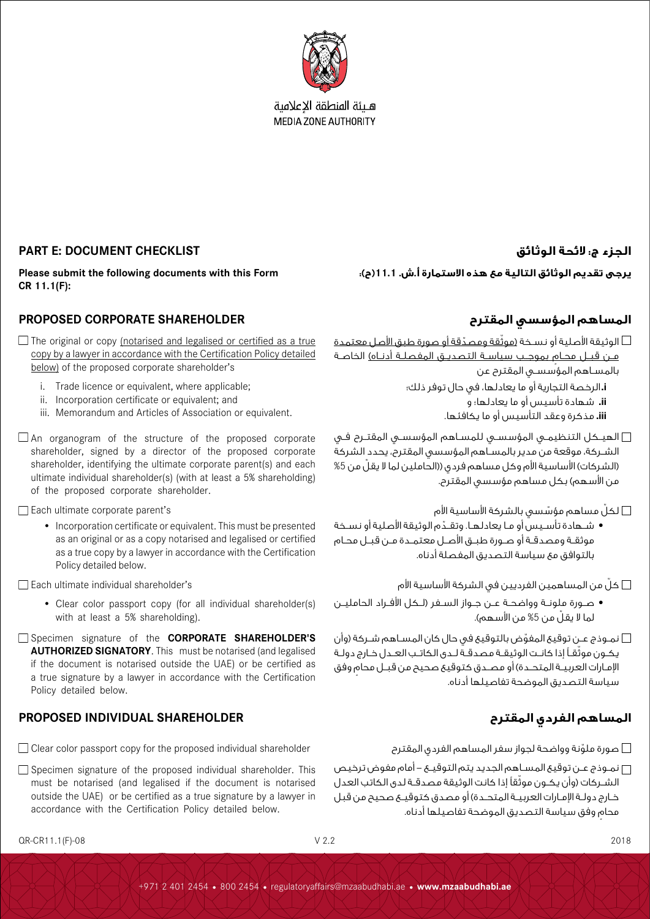هـيئة المنطقة الإعلامية
MEDIA ZONE AUTHORITY

## PART E: DOCUMENT CHECKLIST

**Please submit the following documents with this Form CR 11.1(F):**

### PROPOSED CORPORATE SHAREHOLDER

- ☐ The original or copy (notarised and legalised or certified as a true copy by a lawyer in accordance with the Certification Policy detailed below) of the proposed corporate shareholder's
  - i. Trade licence or equivalent, where applicable;
  - ii. Incorporation certificate or equivalent; and
  - iii. Memorandum and Articles of Association or equivalent.
- ☐ An organogram of the structure of the proposed corporate shareholder, signed by a director of the proposed corporate shareholder, identifying the ultimate corporate parent(s) and each ultimate individual shareholder(s) (with at least a 5% shareholding) of the proposed corporate shareholder.
- ☐ Each ultimate corporate parent's
  - Incorporation certificate or equivalent. This must be presented as an original or as a copy notarised and legalised or certified as a true copy by a lawyer in accordance with the Certification Policy detailed below.
- ☐ Each ultimate individual shareholder's
  - Clear color passport copy (for all individual shareholder(s) with at least a 5% shareholding).
- ☐ Specimen signature of the **CORPORATE SHAREHOLDER'S AUTHORIZED SIGNATORY**. This must be notarised (and legalised if the document is notarised outside the UAE) or be certified as a true signature by a lawyer in accordance with the Certification Policy detailed below.

### PROPOSED INDIVIDUAL SHAREHOLDER

- ☐ Clear color passport copy for the proposed individual shareholder
- ☐ Specimen signature of the proposed individual shareholder. This must be notarised (and legalised if the document is notarised outside the UAE) or be certified as a true signature by a lawyer in accordance with the Certification Policy detailed below.

## الجزء ج: لائحة الوثائق

**يرجى تقديم الوثائق التالية مع هذه الاستمارة أ.ش. 11.1(ح):**

### المساهم المؤسسي المقترح

- ☐ الوثيقة الأصلية أو نسخة (موثّقة ومصدّقة أو صورة طبق الأصل معتمدة من قبل محامٍ بموجب سياسة التصديق المفصلة أدناه) الخاصة بالمساهم المؤسسي المقترح عن
  - i. الرخصة التجارية أو ما يعادلها، في حال توفر ذلك؛
  - ii. شهادة تأسيس أو ما يعادلها؛ و
  - iii. مذكرة وعقد التأسيس أو ما يكافئها.
- ☐ الهيكل التنظيمي المؤسسي للمساهم المؤسسي المقترح في الشركة، موقعة من مدير بالمساهم المؤسسي المقترح. يحدد الشركة (الشركات) الأساسية الأم وكل مساهم فردي ((الحاملين لما لا يقلّ من 5% من الأسهم) بكل مساهم مؤسسي المقترح.
- ☐ لكلّ مساهم مؤسّسي بالشركة الأساسية الأم
  - شهادة تأسيس أو ما يعادلها. وتقدّم الوثيقة الأصلية أو نسخة موثقة ومصدقة أو صورة طبق الأصل معتمدة من قبل محامٍ بالتوافق مع سياسة التصديق المفصلة أدناه.
- ☐ كلّ من المساهمين الفرديين في الشركة الأساسية الأم
  - صورة ملونة وواضحة عن جواز السفر (لكل الأفراد الحاملين لما لا يقلّ من 5% من الأسهم).
- ☐ نموذج عن توقيع المفوّض بالتوقيع في حال كان المساهم شركة (وأن يكون موثّقاً إذا كانت الوثيقة مصدقة لدى الكاتب العدل خارج دولة الإمارات العربية المتحدة) أو مصدق كتوقيع صحيح من قبل محامٍ وفق سياسة التصديق الموضحة تفاصيلها أدناه.

### المساهم الفردي المقترح

- ☐ صورة ملوّنة وواضحة لجواز سفر المساهم الفردي المقترح
- ☐ نموذج عن توقيع المساهم الجديد يتم التوقيع – أمام مفوض ترخيص الشركات (وأن يكون موثّقاً إذا كانت الوثيقة مصدقة لدى الكاتب العدل خارج دولة الإمارات العربية المتحدة) أو مصدق كتوقيع صحيح من قبل محامٍ وفق سياسة التصديق الموضحة تفاصيلها أدناه.

QR-CR11.1(F)-08 V 2.2 2018

+971 2 401 2454 • 800 2454 • regulatoryaffairs@mzaabudhabi.ae • **www.mzaabudhabi.ae**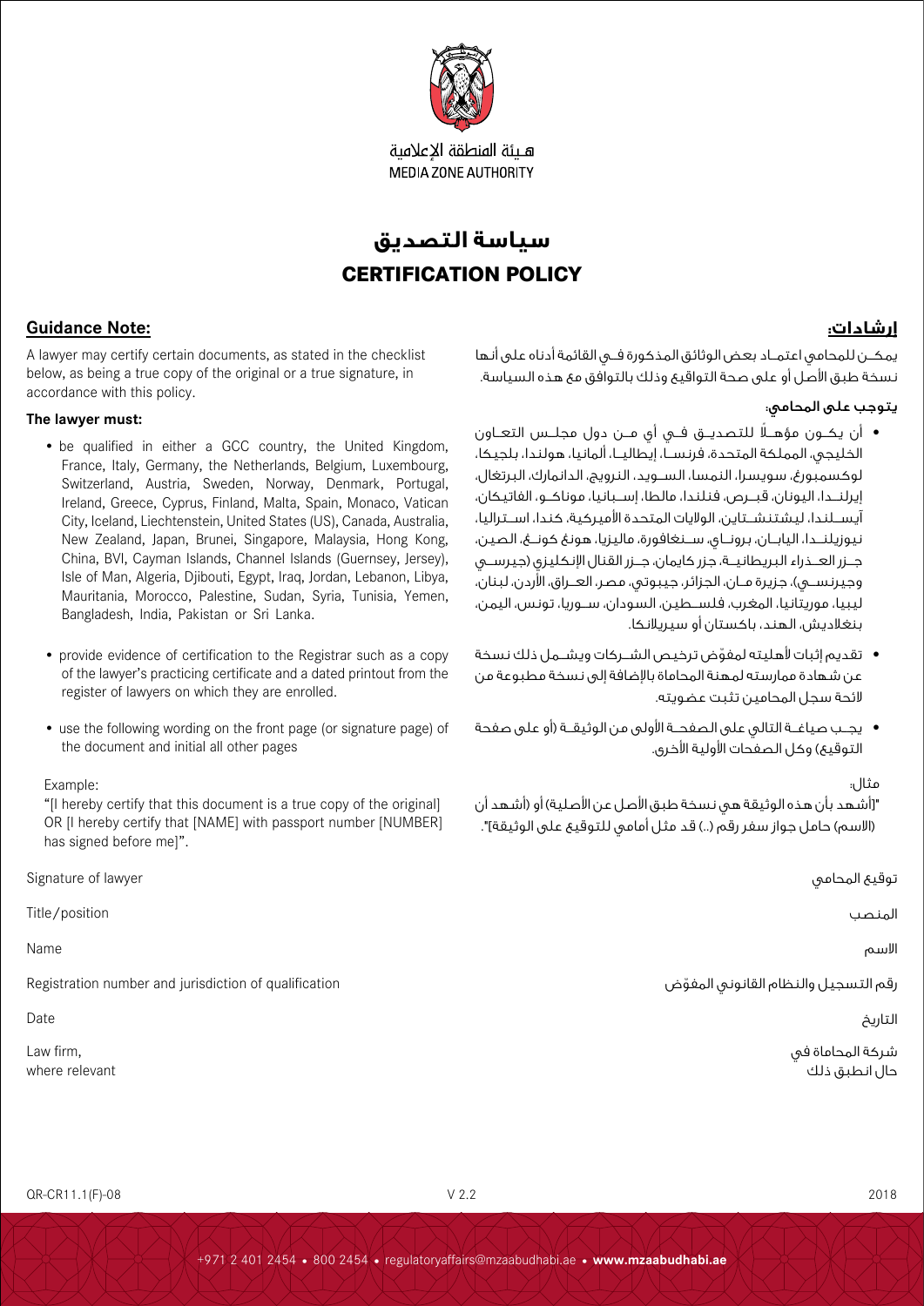هيئة المنطقة الإعلامية
MEDIA ZONE AUTHORITY

# سياسة التصديق
# CERTIFICATION POLICY

## Guidance Note:

A lawyer may certify certain documents, as stated in the checklist below, as being a true copy of the original or a true signature, in accordance with this policy.

**The lawyer must:**

- be qualified in either a GCC country, the United Kingdom, France, Italy, Germany, the Netherlands, Belgium, Luxembourg, Switzerland, Austria, Sweden, Norway, Denmark, Portugal, Ireland, Greece, Cyprus, Finland, Malta, Spain, Monaco, Vatican City, Iceland, Liechtenstein, United States (US), Canada, Australia, New Zealand, Japan, Brunei, Singapore, Malaysia, Hong Kong, China, BVI, Cayman Islands, Channel Islands (Guernsey, Jersey), Isle of Man, Algeria, Djibouti, Egypt, Iraq, Jordan, Lebanon, Libya, Mauritania, Morocco, Palestine, Sudan, Syria, Tunisia, Yemen, Bangladesh, India, Pakistan or Sri Lanka.
- provide evidence of certification to the Registrar such as a copy of the lawyer's practicing certificate and a dated printout from the register of lawyers on which they are enrolled.
- use the following wording on the front page (or signature page) of the document and initial all other pages

Example:
"[I hereby certify that this document is a true copy of the original] OR [I hereby certify that [NAME] with passport number [NUMBER] has signed before me]".

## إرشادات:

يمكن للمحامي اعتماد بعض الوثائق المذكورة في القائمة أدناه على أنها نسخة طبق الأصل أو على صحة التواقيع وذلك بالتوافق مع هذه السياسة.

**يتوجب على المحامي:**

- أن يكون مؤهلاً للتصديق في أي من دول مجلس التعاون الخليجي، المملكة المتحدة، فرنسا، إيطاليا، ألمانيا، هولندا، بلجيكا، لوكسمبورغ، سويسرا، النمسا، السويد، النرويج، الدانمارك، البرتغال، إيرلندا، اليونان، قبرص، فنلندا، مالطا، إسبانيا، موناكو، الفاتيكان، آيسلندا، ليشتنشتاين، الولايات المتحدة الأميركية، كندا، استراليا، نيوزيلندا، اليابان، بروناي، سنغافورة، ماليزيا، هونغ كونغ، الصين، جزر العذراء البريطانية، جزر كايمان، جزر القنال الإنكليزي (جيرسي وجيرنسي)، جزيرة مان، الجزائر، جيبوتي، مصر، العراق، الأردن، لبنان، ليبيا، موريتانيا، المغرب، فلسطين، السودان، سوريا، تونس، اليمن، بنغلاديش، الهند، باكستان أو سيريلانكا.
- تقديم إثبات لأهليته لمفوّض ترخيص الشركات ويشمل ذلك نسخة عن شهادة ممارسته لمهنة المحاماة بالإضافة إلى نسخة مطبوعة من لائحة سجل المحامين تثبت عضويته.
- يجب صياغة التالي على الصفحة الأولى من الوثيقة (أو على صفحة التوقيع) وكل الصفحات الأولية الأخرى.

مثال:
"[أشهد بأن هذه الوثيقة هي نسخة طبق الأصل عن الأصلية] أو [أشهد أن (الاسم) حامل جواز سفر رقم (..) قد مثل أمامي للتوقيع على الوثيقة]".

| | |
|---|---|
| Signature of lawyer | توقيع المحامي |
| Title/position | المنصب |
| Name | الاسم |
| Registration number and jurisdiction of qualification | رقم التسجيل والنظام القانوني المفوّض |
| Date | التاريخ |
| Law firm, where relevant | شركة المحاماة في حال انطبق ذلك |

QR-CR11.1(F)-08 V 2.2 2018

+971 2 401 2454 • 800 2454 • regulatoryaffairs@mzaabudhabi.ae • **www.mzaabudhabi.ae**